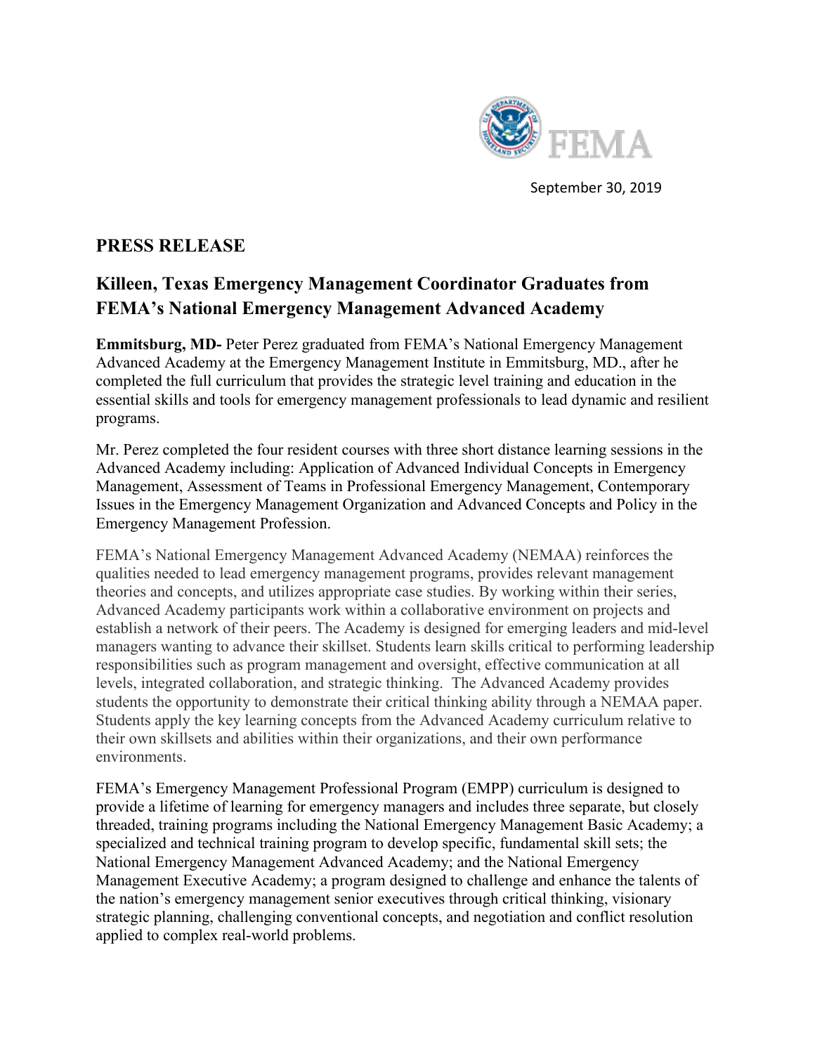FEMA

September 30, 2019

## PRESS RELEASE

# Killeen, Texas Emergency Management Coordinator Graduates from FEMA's National Emergency Management Advanced Academy

**Emmitsburg, MD-** Peter Perez graduated from FEMA's National Emergency Management Advanced Academy at the Emergency Management Institute in Emmitsburg, MD., after he completed the full curriculum that provides the strategic level training and education in the essential skills and tools for emergency management professionals to lead dynamic and resilient programs.

Mr. Perez completed the four resident courses with three short distance learning sessions in the Advanced Academy including: Application of Advanced Individual Concepts in Emergency Management, Assessment of Teams in Professional Emergency Management, Contemporary Issues in the Emergency Management Organization and Advanced Concepts and Policy in the Emergency Management Profession.

FEMA's National Emergency Management Advanced Academy (NEMAA) reinforces the qualities needed to lead emergency management programs, provides relevant management theories and concepts, and utilizes appropriate case studies. By working within their series, Advanced Academy participants work within a collaborative environment on projects and establish a network of their peers. The Academy is designed for emerging leaders and mid-level managers wanting to advance their skillset. Students learn skills critical to performing leadership responsibilities such as program management and oversight, effective communication at all levels, integrated collaboration, and strategic thinking. The Advanced Academy provides students the opportunity to demonstrate their critical thinking ability through a NEMAA paper. Students apply the key learning concepts from the Advanced Academy curriculum relative to their own skillsets and abilities within their organizations, and their own performance environments.

FEMA's Emergency Management Professional Program (EMPP) curriculum is designed to provide a lifetime of learning for emergency managers and includes three separate, but closely threaded, training programs including the National Emergency Management Basic Academy; a specialized and technical training program to develop specific, fundamental skill sets; the National Emergency Management Advanced Academy; and the National Emergency Management Executive Academy; a program designed to challenge and enhance the talents of the nation's emergency management senior executives through critical thinking, visionary strategic planning, challenging conventional concepts, and negotiation and conflict resolution applied to complex real-world problems.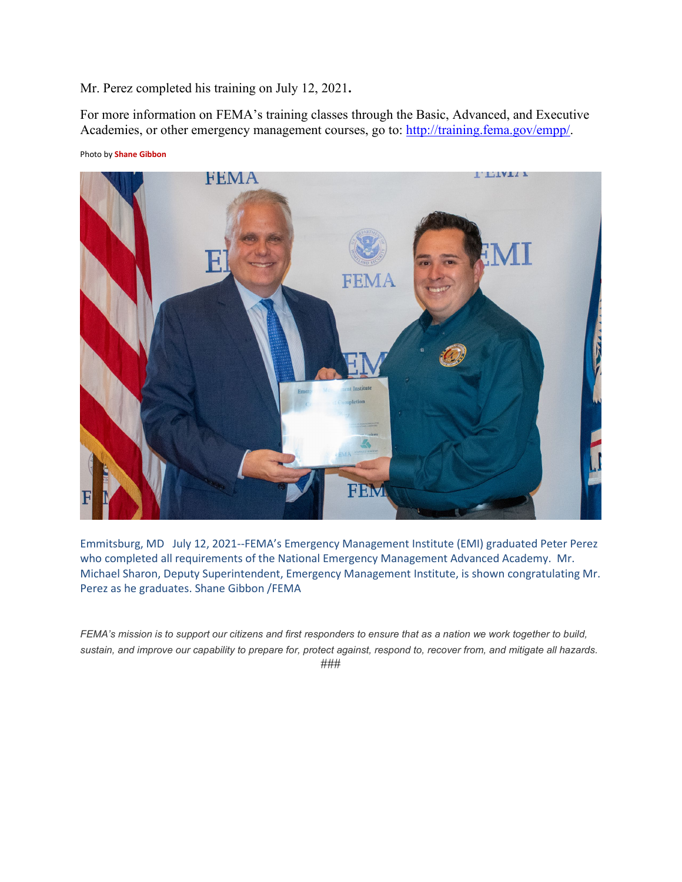Mr. Perez completed his training on July 12, 2021.

For more information on FEMA's training classes through the Basic, Advanced, and Executive Academies, or other emergency management courses, go to: [http://training.fema.gov/empp/](http://training.fema.gov/empp/).

Photo by **Shane Gibbon**

Emmitsburg, MD July 12, 2021--FEMA's Emergency Management Institute (EMI) graduated Peter Perez who completed all requirements of the National Emergency Management Advanced Academy. Mr. Michael Sharon, Deputy Superintendent, Emergency Management Institute, is shown congratulating Mr. Perez as he graduates. Shane Gibbon /FEMA

*FEMA's mission is to support our citizens and first responders to ensure that as a nation we work together to build, sustain, and improve our capability to prepare for, protect against, respond to, recover from, and mitigate all hazards.*

###